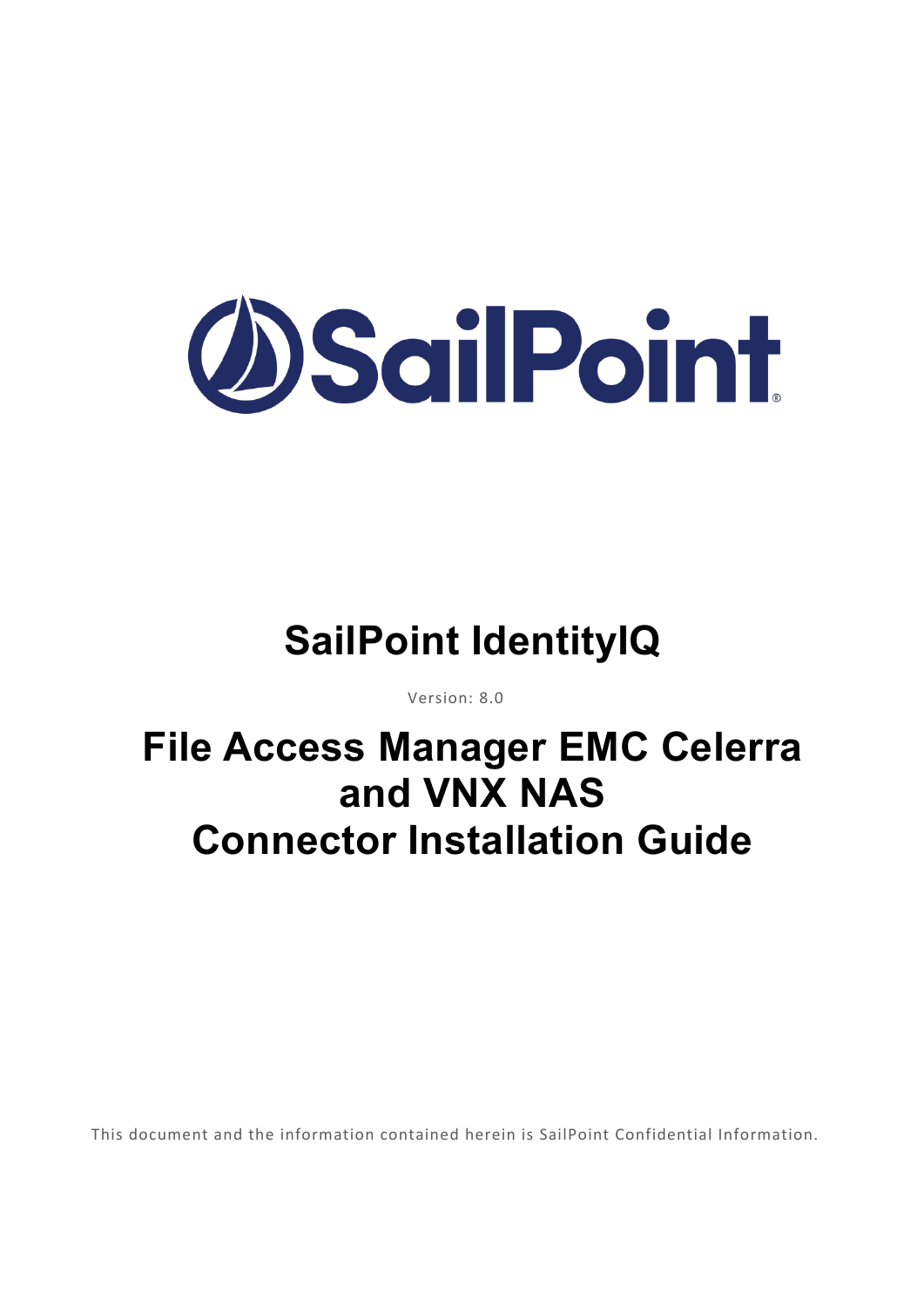# SailPoint IdentityIQ

Version: 8.0

# File Access Manager EMC Celerra and VNX NAS Connector Installation Guide

This document and the information contained herein is SailPoint Confidential Information.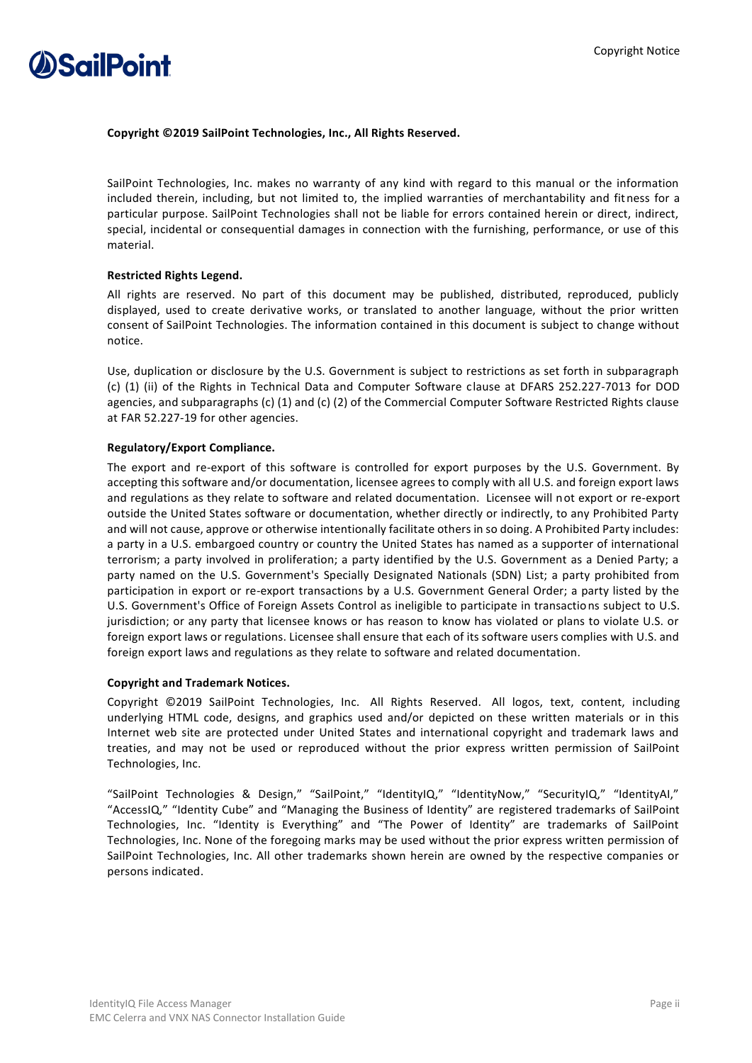**Copyright ©2019 SailPoint Technologies, Inc., All Rights Reserved.**

SailPoint Technologies, Inc. makes no warranty of any kind with regard to this manual or the information included therein, including, but not limited to, the implied warranties of merchantability and fitness for a particular purpose. SailPoint Technologies shall not be liable for errors contained herein or direct, indirect, special, incidental or consequential damages in connection with the furnishing, performance, or use of this material.

**Restricted Rights Legend.**

All rights are reserved. No part of this document may be published, distributed, reproduced, publicly displayed, used to create derivative works, or translated to another language, without the prior written consent of SailPoint Technologies. The information contained in this document is subject to change without notice.

Use, duplication or disclosure by the U.S. Government is subject to restrictions as set forth in subparagraph (c) (1) (ii) of the Rights in Technical Data and Computer Software clause at DFARS 252.227-7013 for DOD agencies, and subparagraphs (c) (1) and (c) (2) of the Commercial Computer Software Restricted Rights clause at FAR 52.227-19 for other agencies.

**Regulatory/Export Compliance.**

The export and re-export of this software is controlled for export purposes by the U.S. Government. By accepting this software and/or documentation, licensee agrees to comply with all U.S. and foreign export laws and regulations as they relate to software and related documentation. Licensee will not export or re-export outside the United States software or documentation, whether directly or indirectly, to any Prohibited Party and will not cause, approve or otherwise intentionally facilitate others in so doing. A Prohibited Party includes: a party in a U.S. embargoed country or country the United States has named as a supporter of international terrorism; a party involved in proliferation; a party identified by the U.S. Government as a Denied Party; a party named on the U.S. Government's Specially Designated Nationals (SDN) List; a party prohibited from participation in export or re-export transactions by a U.S. Government General Order; a party listed by the U.S. Government's Office of Foreign Assets Control as ineligible to participate in transactions subject to U.S. jurisdiction; or any party that licensee knows or has reason to know has violated or plans to violate U.S. or foreign export laws or regulations. Licensee shall ensure that each of its software users complies with U.S. and foreign export laws and regulations as they relate to software and related documentation.

**Copyright and Trademark Notices.**

Copyright ©2019 SailPoint Technologies, Inc. All Rights Reserved. All logos, text, content, including underlying HTML code, designs, and graphics used and/or depicted on these written materials or in this Internet web site are protected under United States and international copyright and trademark laws and treaties, and may not be used or reproduced without the prior express written permission of SailPoint Technologies, Inc.

"SailPoint Technologies & Design," "SailPoint," "IdentityIQ," "IdentityNow," "SecurityIQ," "IdentityAI," "AccessIQ," "Identity Cube" and "Managing the Business of Identity" are registered trademarks of SailPoint Technologies, Inc. "Identity is Everything" and "The Power of Identity" are trademarks of SailPoint Technologies, Inc. None of the foregoing marks may be used without the prior express written permission of SailPoint Technologies, Inc. All other trademarks shown herein are owned by the respective companies or persons indicated.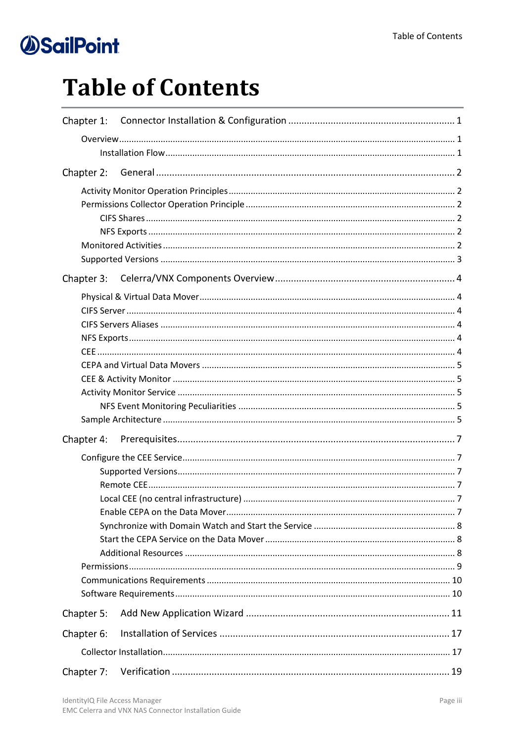# Table of Contents

Chapter 1: Connector Installation & Configuration ........ 1

- Overview ........ 1
  - Installation Flow ........ 1

Chapter 2: General ........ 2

- Activity Monitor Operation Principles ........ 2
- Permissions Collector Operation Principle ........ 2
  - CIFS Shares ........ 2
  - NFS Exports ........ 2
- Monitored Activities ........ 2
- Supported Versions ........ 3

Chapter 3: Celerra/VNX Components Overview ........ 4

- Physical & Virtual Data Mover ........ 4
- CIFS Server ........ 4
- CIFS Servers Aliases ........ 4
- NFS Exports ........ 4
- CEE ........ 4
- CEPA and Virtual Data Movers ........ 5
- CEE & Activity Monitor ........ 5
- Activity Monitor Service ........ 5
  - NFS Event Monitoring Peculiarities ........ 5
- Sample Architecture ........ 5

Chapter 4: Prerequisites ........ 7

- Configure the CEE Service ........ 7
  - Supported Versions ........ 7
  - Remote CEE ........ 7
  - Local CEE (no central infrastructure) ........ 7
  - Enable CEPA on the Data Mover ........ 7
  - Synchronize with Domain Watch and Start the Service ........ 8
  - Start the CEPA Service on the Data Mover ........ 8
  - Additional Resources ........ 8
- Permissions ........ 9
- Communications Requirements ........ 10
- Software Requirements ........ 10

Chapter 5: Add New Application Wizard ........ 11

Chapter 6: Installation of Services ........ 17

- Collector Installation ........ 17

Chapter 7: Verification ........ 19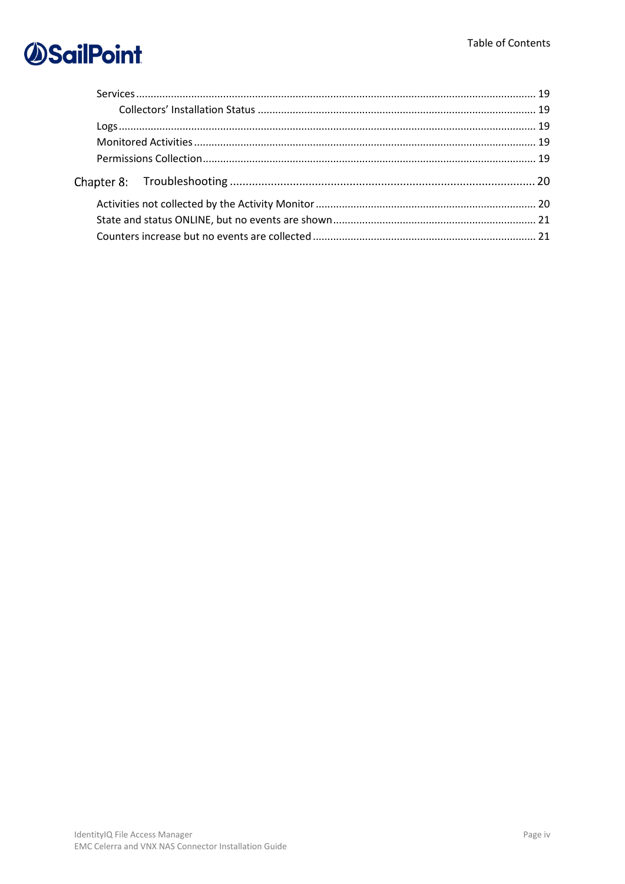Services ........................................................................................................................... 19

    Collectors' Installation Status ............................................................................................... 19

Logs ............................................................................................................................... 19

Monitored Activities ...................................................................................................................... 19

Permissions Collection .................................................................................................................. 19

Chapter 8: Troubleshooting ................................................................................................. 20

Activities not collected by the Activity Monitor ........................................................................... 20

State and status ONLINE, but no events are shown ..................................................................... 21

Counters increase but no events are collected ............................................................................ 21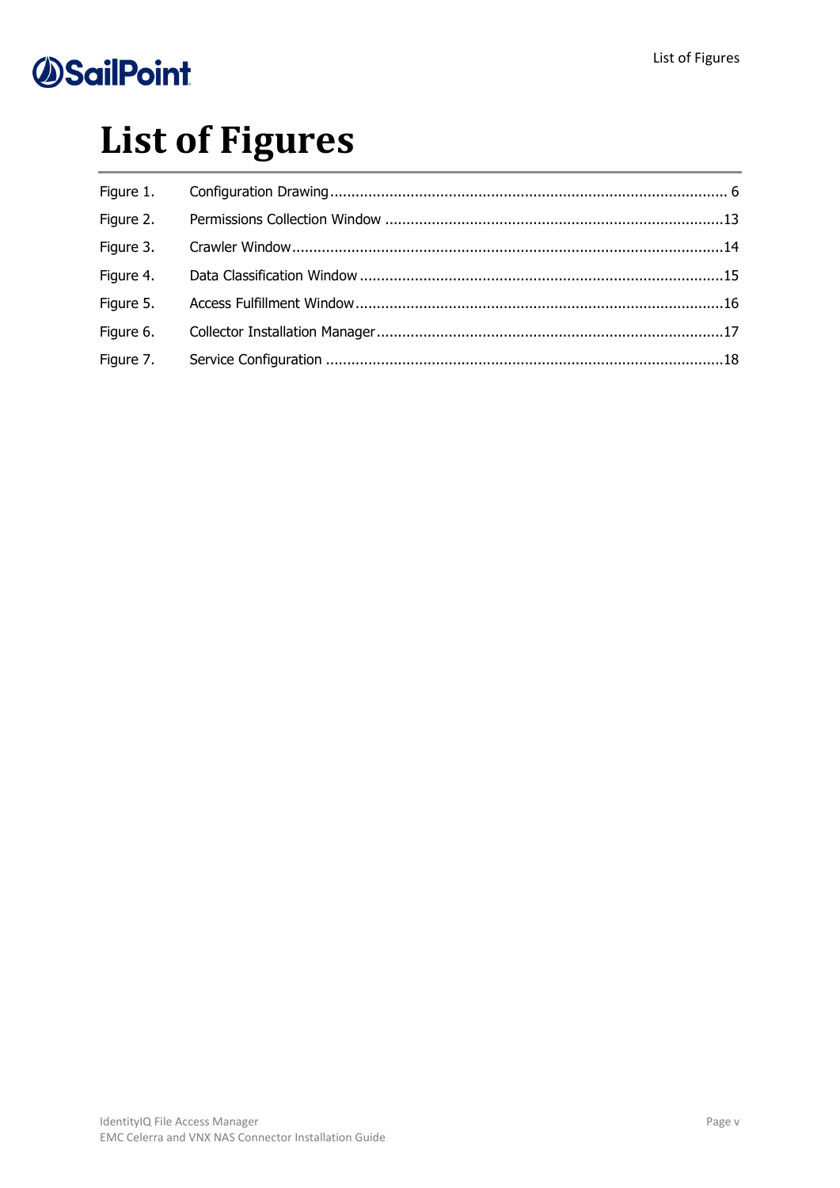# List of Figures

Figure 1. Configuration Drawing ............................................................................................. 6
Figure 2. Permissions Collection Window ...............................................................................13
Figure 3. Crawler Window.....................................................................................................14
Figure 4. Data Classification Window .....................................................................................15
Figure 5. Access Fulfillment Window......................................................................................16
Figure 6. Collector Installation Manager.................................................................................17
Figure 7. Service Configuration .............................................................................................18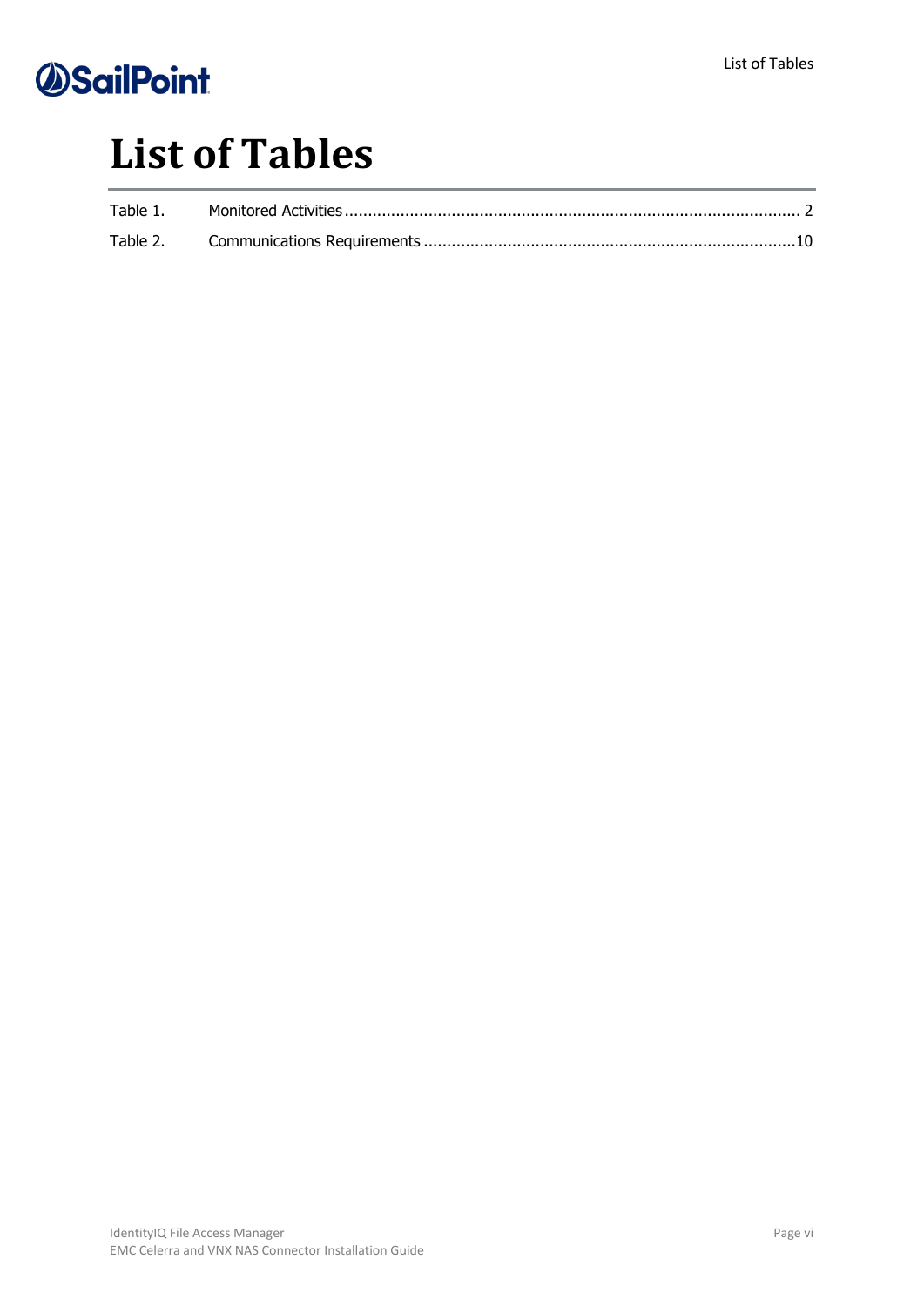# List of Tables

Table 1. Monitored Activities ..................................................................................................... 2

Table 2. Communications Requirements ..............................................................................10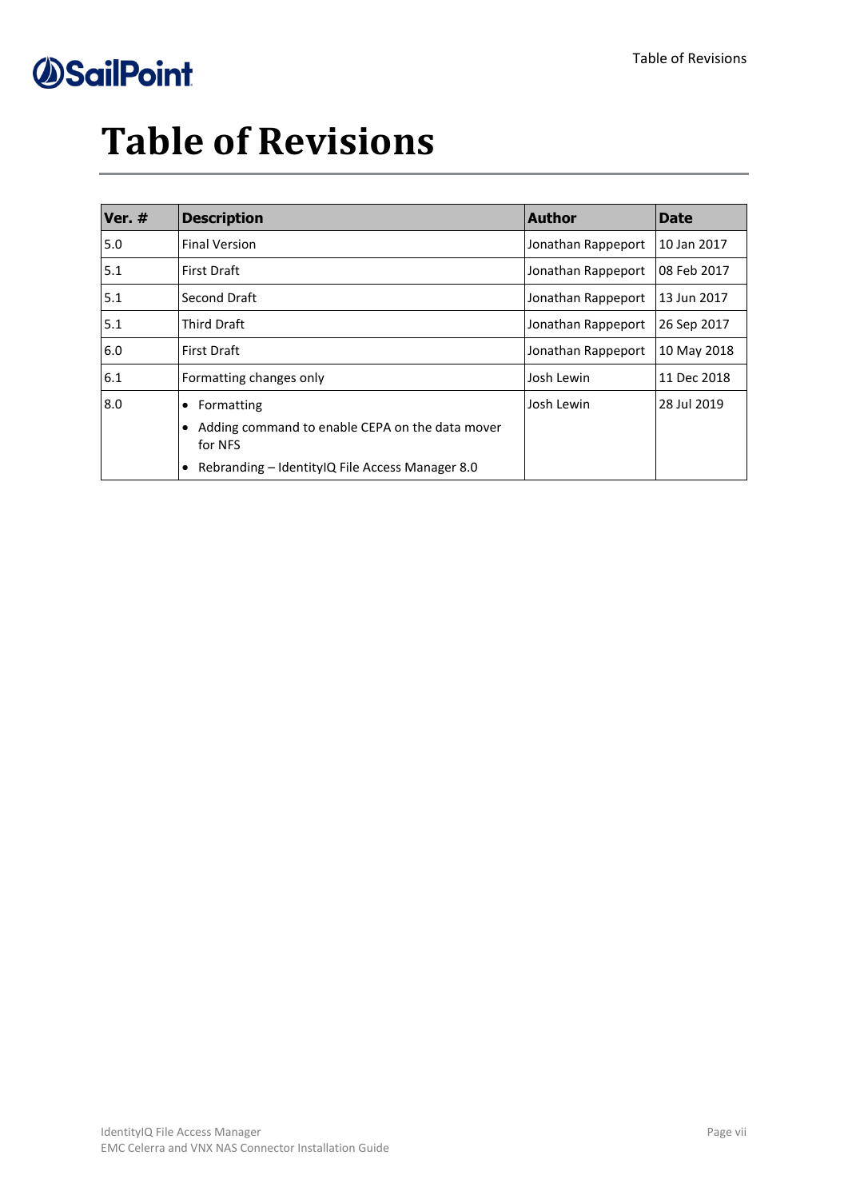# Table of Revisions

| Ver. # | Description | Author | Date |
|---|---|---|---|
| 5.0 | Final Version | Jonathan Rappeport | 10 Jan 2017 |
| 5.1 | First Draft | Jonathan Rappeport | 08 Feb 2017 |
| 5.1 | Second Draft | Jonathan Rappeport | 13 Jun 2017 |
| 5.1 | Third Draft | Jonathan Rappeport | 26 Sep 2017 |
| 6.0 | First Draft | Jonathan Rappeport | 10 May 2018 |
| 6.1 | Formatting changes only | Josh Lewin | 11 Dec 2018 |
| 8.0 | • Formatting<br>• Adding command to enable CEPA on the data mover for NFS<br>• Rebranding – IdentityIQ File Access Manager 8.0 | Josh Lewin | 28 Jul 2019 |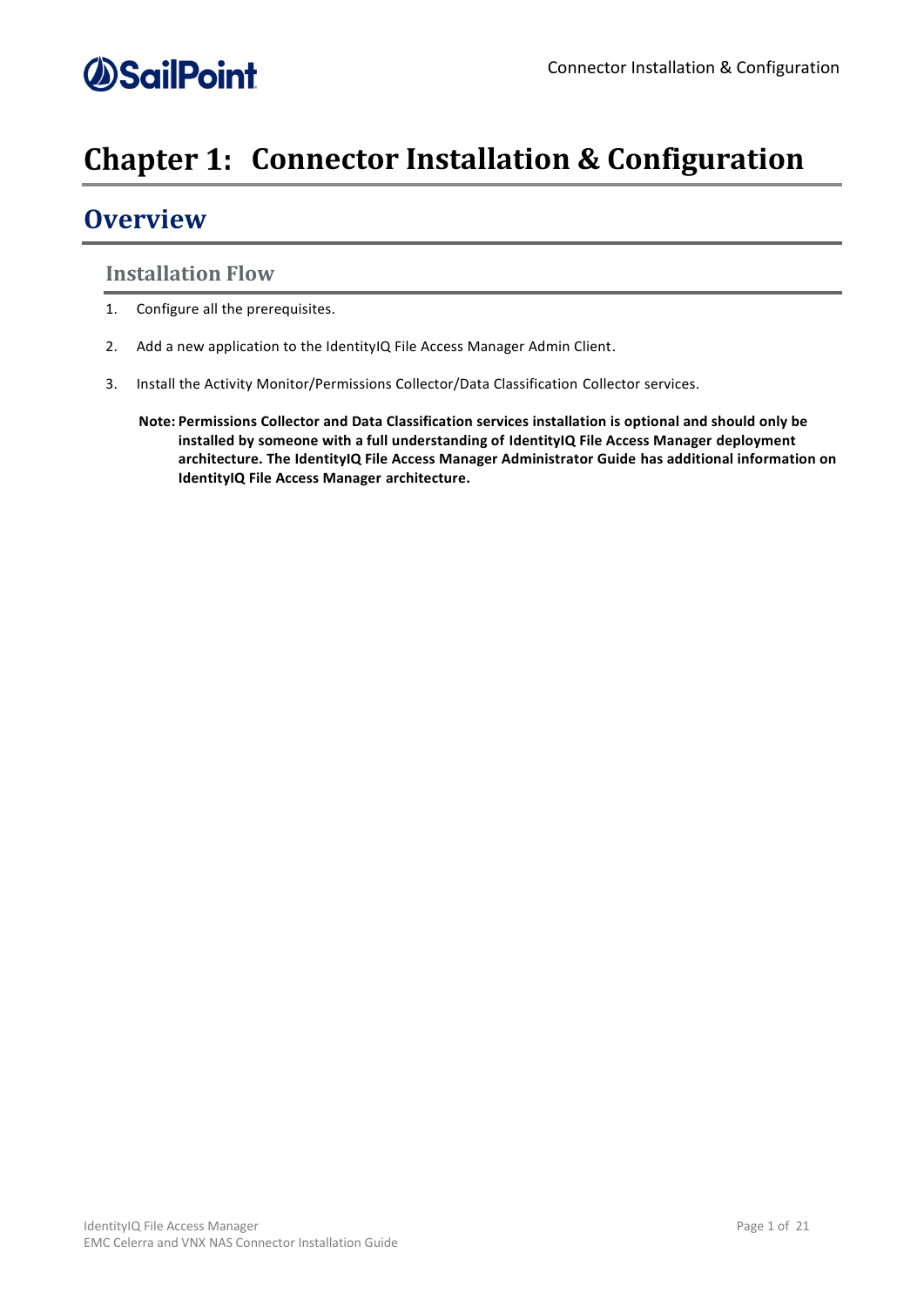# Chapter 1: Connector Installation & Configuration

## Overview

### Installation Flow

1. Configure all the prerequisites.
2. Add a new application to the IdentityIQ File Access Manager Admin Client.
3. Install the Activity Monitor/Permissions Collector/Data Classification Collector services.

**Note: Permissions Collector and Data Classification services installation is optional and should only be installed by someone with a full understanding of IdentityIQ File Access Manager deployment architecture. The IdentityIQ File Access Manager Administrator Guide has additional information on IdentityIQ File Access Manager architecture.**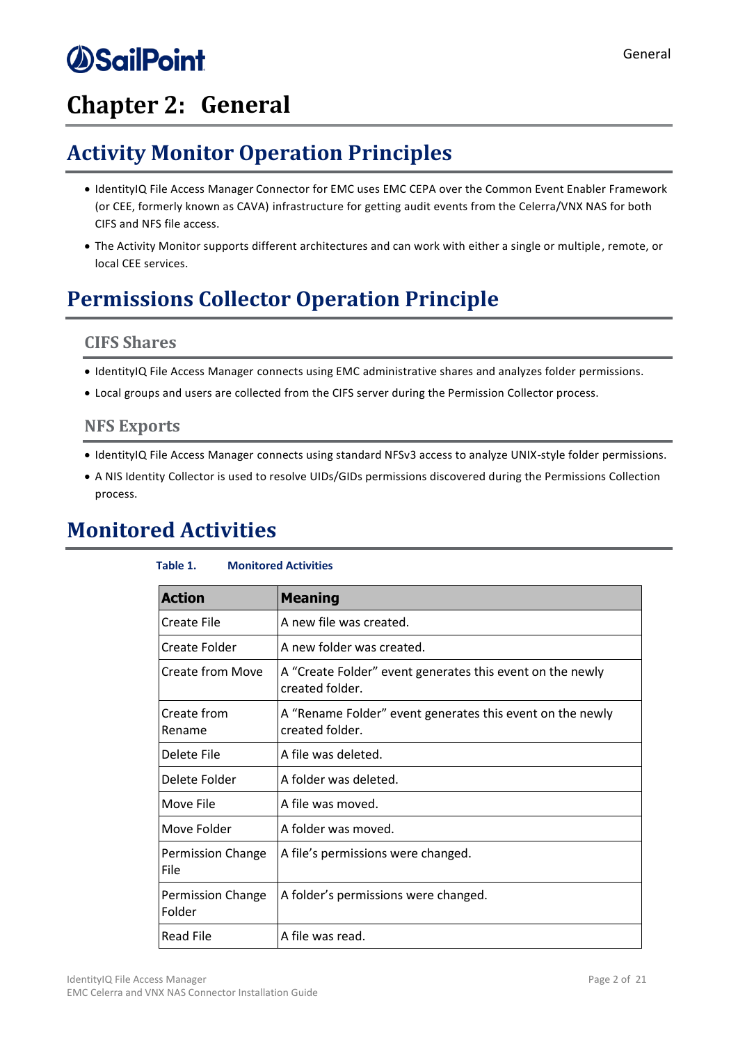# Chapter 2: General

## Activity Monitor Operation Principles

- IdentityIQ File Access Manager Connector for EMC uses EMC CEPA over the Common Event Enabler Framework (or CEE, formerly known as CAVA) infrastructure for getting audit events from the Celerra/VNX NAS for both CIFS and NFS file access.
- The Activity Monitor supports different architectures and can work with either a single or multiple, remote, or local CEE services.

## Permissions Collector Operation Principle

### CIFS Shares

- IdentityIQ File Access Manager connects using EMC administrative shares and analyzes folder permissions.
- Local groups and users are collected from the CIFS server during the Permission Collector process.

### NFS Exports

- IdentityIQ File Access Manager connects using standard NFSv3 access to analyze UNIX-style folder permissions.
- A NIS Identity Collector is used to resolve UIDs/GIDs permissions discovered during the Permissions Collection process.

## Monitored Activities

**Table 1. Monitored Activities**

| Action | Meaning |
|---|---|
| Create File | A new file was created. |
| Create Folder | A new folder was created. |
| Create from Move | A “Create Folder” event generates this event on the newly created folder. |
| Create from Rename | A “Rename Folder” event generates this event on the newly created folder. |
| Delete File | A file was deleted. |
| Delete Folder | A folder was deleted. |
| Move File | A file was moved. |
| Move Folder | A folder was moved. |
| Permission Change File | A file’s permissions were changed. |
| Permission Change Folder | A folder’s permissions were changed. |
| Read File | A file was read. |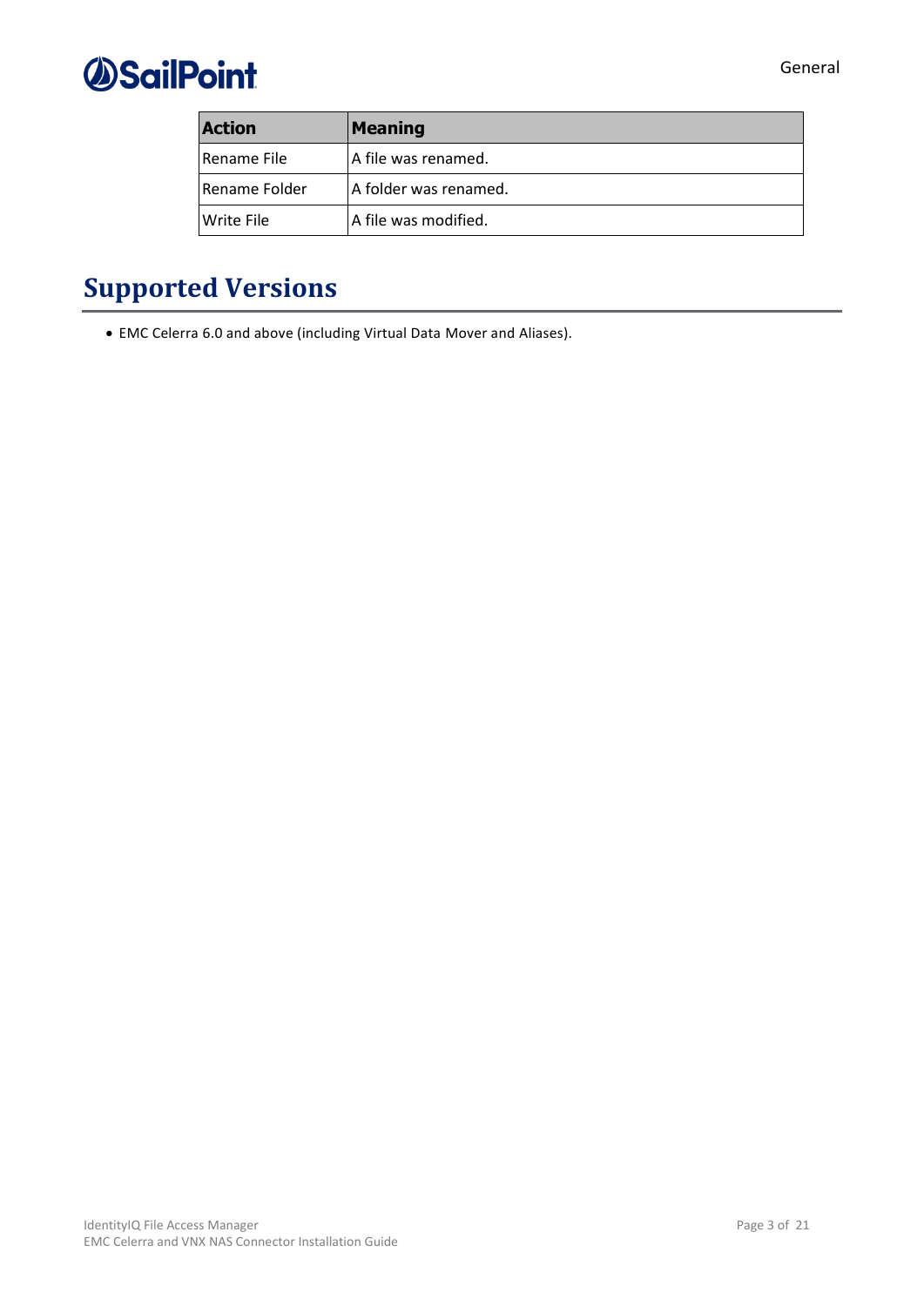| Action | Meaning |
| --- | --- |
| Rename File | A file was renamed. |
| Rename Folder | A folder was renamed. |
| Write File | A file was modified. |

# Supported Versions

- EMC Celerra 6.0 and above (including Virtual Data Mover and Aliases).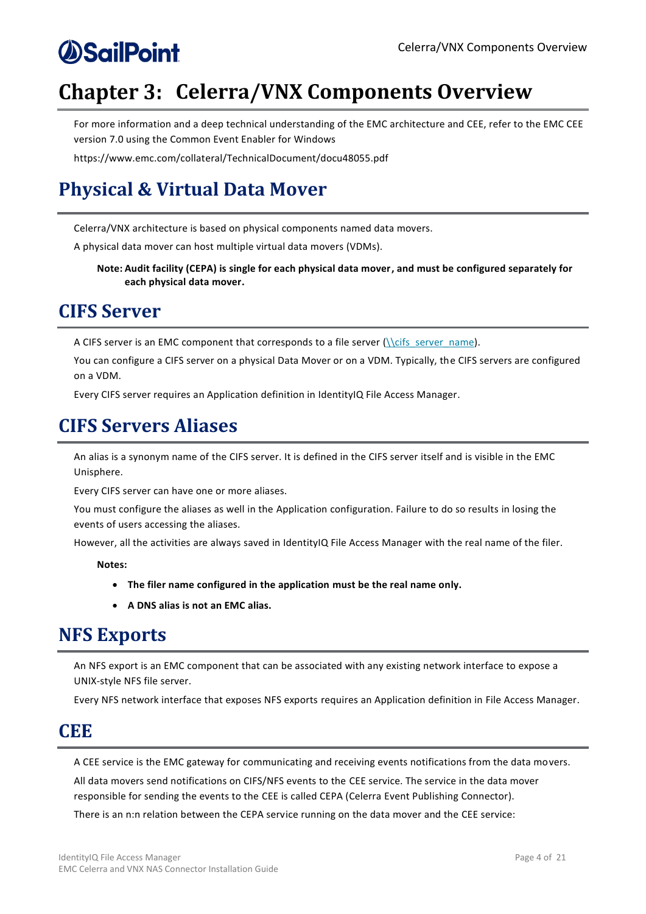# Chapter 3: Celerra/VNX Components Overview

For more information and a deep technical understanding of the EMC architecture and CEE, refer to the EMC CEE version 7.0 using the Common Event Enabler for Windows

https://www.emc.com/collateral/TechnicalDocument/docu48055.pdf

## Physical & Virtual Data Mover

Celerra/VNX architecture is based on physical components named data movers.

A physical data mover can host multiple virtual data movers (VDMs).

> **Note: Audit facility (CEPA) is single for each physical data mover, and must be configured separately for each physical data mover.**

## CIFS Server

A CIFS server is an EMC component that corresponds to a file server (\\cifs_server_name).

You can configure a CIFS server on a physical Data Mover or on a VDM. Typically, the CIFS servers are configured on a VDM.

Every CIFS server requires an Application definition in IdentityIQ File Access Manager.

## CIFS Servers Aliases

An alias is a synonym name of the CIFS server. It is defined in the CIFS server itself and is visible in the EMC Unisphere.

Every CIFS server can have one or more aliases.

You must configure the aliases as well in the Application configuration. Failure to do so results in losing the events of users accessing the aliases.

However, all the activities are always saved in IdentityIQ File Access Manager with the real name of the filer.

**Notes:**

- **The filer name configured in the application must be the real name only.**
- **A DNS alias is not an EMC alias.**

## NFS Exports

An NFS export is an EMC component that can be associated with any existing network interface to expose a UNIX-style NFS file server.

Every NFS network interface that exposes NFS exports requires an Application definition in File Access Manager.

## CEE

A CEE service is the EMC gateway for communicating and receiving events notifications from the data movers.

All data movers send notifications on CIFS/NFS events to the CEE service. The service in the data mover responsible for sending the events to the CEE is called CEPA (Celerra Event Publishing Connector).

There is an n:n relation between the CEPA service running on the data mover and the CEE service: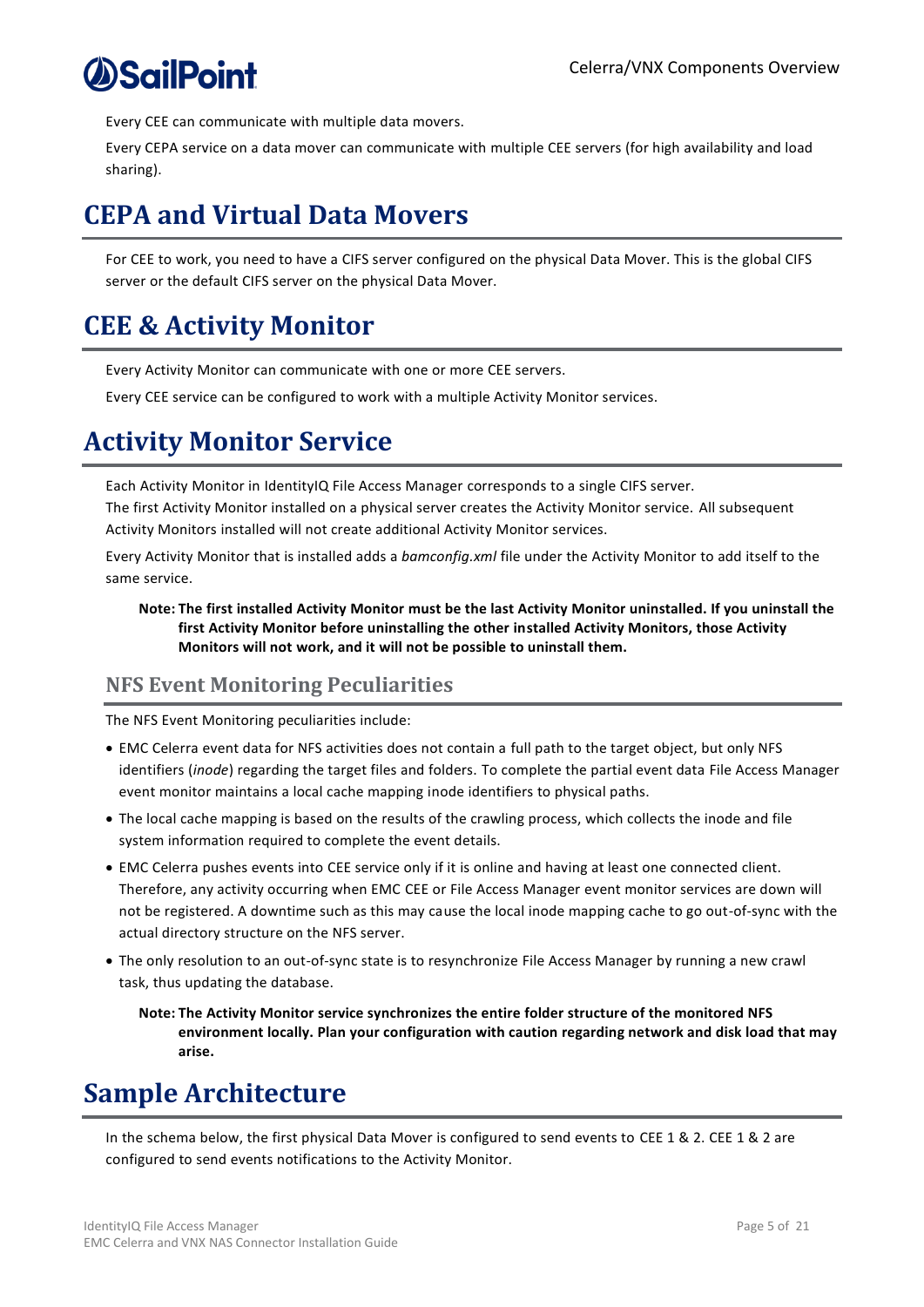Every CEE can communicate with multiple data movers.

Every CEPA service on a data mover can communicate with multiple CEE servers (for high availability and load sharing).

# CEPA and Virtual Data Movers

For CEE to work, you need to have a CIFS server configured on the physical Data Mover. This is the global CIFS server or the default CIFS server on the physical Data Mover.

# CEE & Activity Monitor

Every Activity Monitor can communicate with one or more CEE servers.

Every CEE service can be configured to work with a multiple Activity Monitor services.

# Activity Monitor Service

Each Activity Monitor in IdentityIQ File Access Manager corresponds to a single CIFS server.
The first Activity Monitor installed on a physical server creates the Activity Monitor service. All subsequent Activity Monitors installed will not create additional Activity Monitor services.

Every Activity Monitor that is installed adds a *bamconfig.xml* file under the Activity Monitor to add itself to the same service.

> **Note: The first installed Activity Monitor must be the last Activity Monitor uninstalled. If you uninstall the first Activity Monitor before uninstalling the other installed Activity Monitors, those Activity Monitors will not work, and it will not be possible to uninstall them.**

## NFS Event Monitoring Peculiarities

The NFS Event Monitoring peculiarities include:

- EMC Celerra event data for NFS activities does not contain a full path to the target object, but only NFS identifiers (*inode*) regarding the target files and folders. To complete the partial event data File Access Manager event monitor maintains a local cache mapping inode identifiers to physical paths.
- The local cache mapping is based on the results of the crawling process, which collects the inode and file system information required to complete the event details.
- EMC Celerra pushes events into CEE service only if it is online and having at least one connected client. Therefore, any activity occurring when EMC CEE or File Access Manager event monitor services are down will not be registered. A downtime such as this may cause the local inode mapping cache to go out-of-sync with the actual directory structure on the NFS server.
- The only resolution to an out-of-sync state is to resynchronize File Access Manager by running a new crawl task, thus updating the database.

> **Note: The Activity Monitor service synchronizes the entire folder structure of the monitored NFS environment locally. Plan your configuration with caution regarding network and disk load that may arise.**

# Sample Architecture

In the schema below, the first physical Data Mover is configured to send events to CEE 1 & 2. CEE 1 & 2 are configured to send events notifications to the Activity Monitor.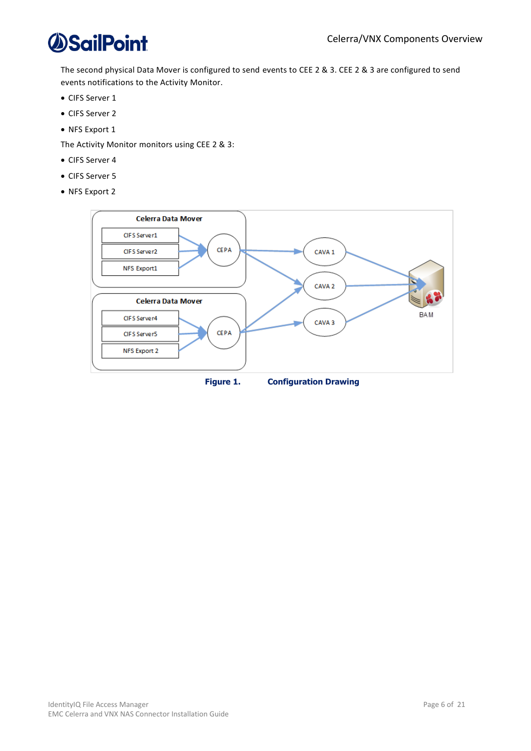The second physical Data Mover is configured to send events to CEE 2 & 3. CEE 2 & 3 are configured to send events notifications to the Activity Monitor.

- CIFS Server 1
- CIFS Server 2
- NFS Export 1

The Activity Monitor monitors using CEE 2 & 3:

- CIFS Server 4
- CIFS Server 5
- NFS Export 2

**Figure 1. Configuration Drawing**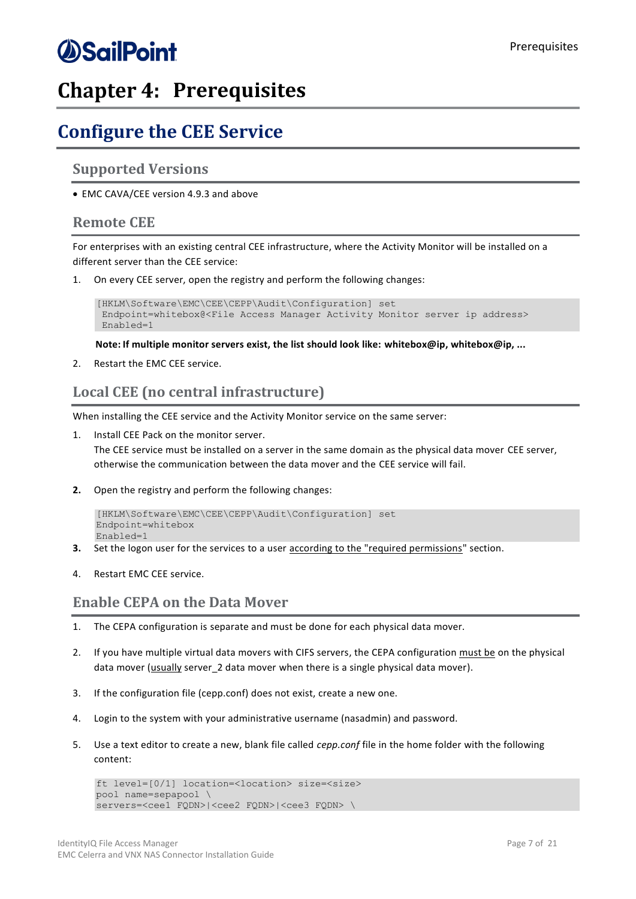# Chapter 4: Prerequisites

## Configure the CEE Service

### Supported Versions

- EMC CAVA/CEE version 4.9.3 and above

### Remote CEE

For enterprises with an existing central CEE infrastructure, where the Activity Monitor will be installed on a different server than the CEE service:

1. On every CEE server, open the registry and perform the following changes:

```
[HKLM\Software\EMC\CEE\CEPP\Audit\Configuration] set
 Endpoint=whitebox@<File Access Manager Activity Monitor server ip address>
 Enabled=1
```

   **Note: If multiple monitor servers exist, the list should look like: whitebox@ip, whitebox@ip, ...**

2. Restart the EMC CEE service.

### Local CEE (no central infrastructure)

When installing the CEE service and the Activity Monitor service on the same server:

1. Install CEE Pack on the monitor server.
   The CEE service must be installed on a server in the same domain as the physical data mover CEE server, otherwise the communication between the data mover and the CEE service will fail.

2. Open the registry and perform the following changes:

```
[HKLM\Software\EMC\CEE\CEPP\Audit\Configuration] set
Endpoint=whitebox
Enabled=1
```

3. Set the logon user for the services to a user according to the "required permissions" section.

4. Restart EMC CEE service.

### Enable CEPA on the Data Mover

1. The CEPA configuration is separate and must be done for each physical data mover.

2. If you have multiple virtual data movers with CIFS servers, the CEPA configuration must be on the physical data mover (usually server_2 data mover when there is a single physical data mover).

3. If the configuration file (cepp.conf) does not exist, create a new one.

4. Login to the system with your administrative username (nasadmin) and password.

5. Use a text editor to create a new, blank file called *cepp.conf* file in the home folder with the following content:

```
ft level=[0/1] location=<location> size=<size>
pool name=sepapool \
servers=<cee1 FQDN>|<cee2 FQDN>|<cee3 FQDN> \
```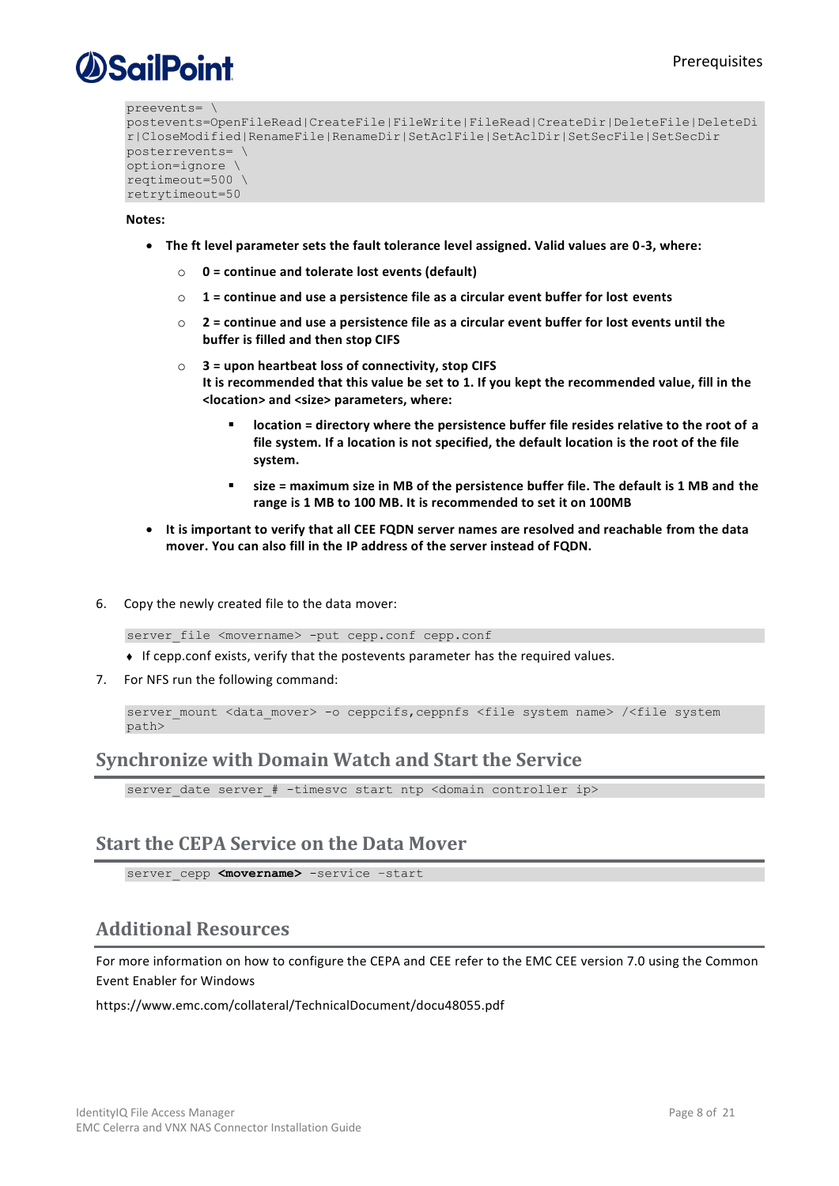```
preevents= \
postevents=OpenFileRead|CreateFile|FileWrite|FileRead|CreateDir|DeleteFile|DeleteDir|CloseModified|RenameFile|RenameDir|SetAclFile|SetAclDir|SetSecFile|SetSecDir
posterrevents= \
option=ignore \
reqtimeout=500 \
retrytimeout=50
```

**Notes:**

- **The ft level parameter sets the fault tolerance level assigned. Valid values are 0-3, where:**
  - **0 = continue and tolerate lost events (default)**
  - **1 = continue and use a persistence file as a circular event buffer for lost events**
  - **2 = continue and use a persistence file as a circular event buffer for lost events until the buffer is filled and then stop CIFS**
  - **3 = upon heartbeat loss of connectivity, stop CIFS**
    **It is recommended that this value be set to 1. If you kept the recommended value, fill in the <location> and <size> parameters, where:**
    - **location = directory where the persistence buffer file resides relative to the root of a file system. If a location is not specified, the default location is the root of the file system.**
    - **size = maximum size in MB of the persistence buffer file. The default is 1 MB and the range is 1 MB to 100 MB. It is recommended to set it on 100MB**
- **It is important to verify that all CEE FQDN server names are resolved and reachable from the data mover. You can also fill in the IP address of the server instead of FQDN.**

6. Copy the newly created file to the data mover:

   ```
   server_file <movername> -put cepp.conf cepp.conf
   ```

   - If cepp.conf exists, verify that the postevents parameter has the required values.

7. For NFS run the following command:

   ```
   server_mount <data_mover> -o ceppcifs,ceppnfs <file system name> /<file system path>
   ```

## Synchronize with Domain Watch and Start the Service

```
server_date server_# -timesvc start ntp <domain controller ip>
```

## Start the CEPA Service on the Data Mover

```
server_cepp <movername> -service –start
```

## Additional Resources

For more information on how to configure the CEPA and CEE refer to the EMC CEE version 7.0 using the Common Event Enabler for Windows

https://www.emc.com/collateral/TechnicalDocument/docu48055.pdf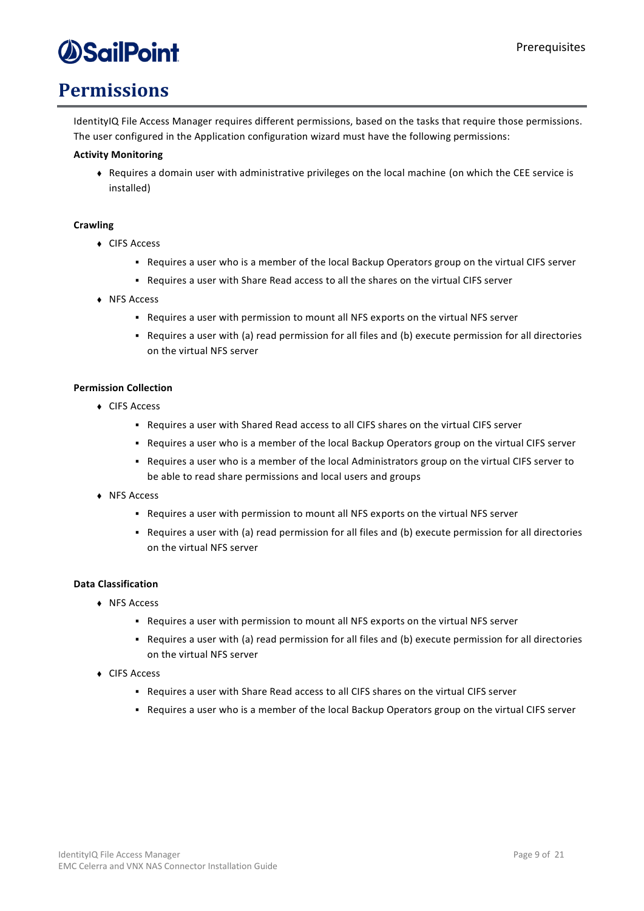# Permissions

IdentityIQ File Access Manager requires different permissions, based on the tasks that require those permissions. The user configured in the Application configuration wizard must have the following permissions:

**Activity Monitoring**

- Requires a domain user with administrative privileges on the local machine (on which the CEE service is installed)

**Crawling**

- CIFS Access
  - Requires a user who is a member of the local Backup Operators group on the virtual CIFS server
  - Requires a user with Share Read access to all the shares on the virtual CIFS server
- NFS Access
  - Requires a user with permission to mount all NFS exports on the virtual NFS server
  - Requires a user with (a) read permission for all files and (b) execute permission for all directories on the virtual NFS server

**Permission Collection**

- CIFS Access
  - Requires a user with Shared Read access to all CIFS shares on the virtual CIFS server
  - Requires a user who is a member of the local Backup Operators group on the virtual CIFS server
  - Requires a user who is a member of the local Administrators group on the virtual CIFS server to be able to read share permissions and local users and groups
- NFS Access
  - Requires a user with permission to mount all NFS exports on the virtual NFS server
  - Requires a user with (a) read permission for all files and (b) execute permission for all directories on the virtual NFS server

**Data Classification**

- NFS Access
  - Requires a user with permission to mount all NFS exports on the virtual NFS server
  - Requires a user with (a) read permission for all files and (b) execute permission for all directories on the virtual NFS server
- CIFS Access
  - Requires a user with Share Read access to all CIFS shares on the virtual CIFS server
  - Requires a user who is a member of the local Backup Operators group on the virtual CIFS server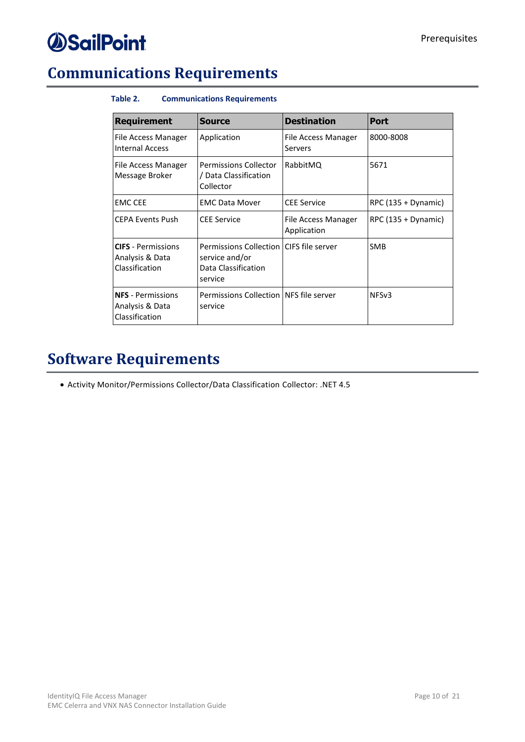# Communications Requirements

**Table 2. Communications Requirements**

| Requirement | Source | Destination | Port |
|---|---|---|---|
| File Access Manager Internal Access | Application | File Access Manager Servers | 8000-8008 |
| File Access Manager Message Broker | Permissions Collector / Data Classification Collector | RabbitMQ | 5671 |
| EMC CEE | EMC Data Mover | CEE Service | RPC (135 + Dynamic) |
| CEPA Events Push | CEE Service | File Access Manager Application | RPC (135 + Dynamic) |
| **CIFS** - Permissions Analysis & Data Classification | Permissions Collection service and/or Data Classification service | CIFS file server | SMB |
| **NFS** - Permissions Analysis & Data Classification | Permissions Collection service | NFS file server | NFSv3 |

# Software Requirements

- Activity Monitor/Permissions Collector/Data Classification Collector: .NET 4.5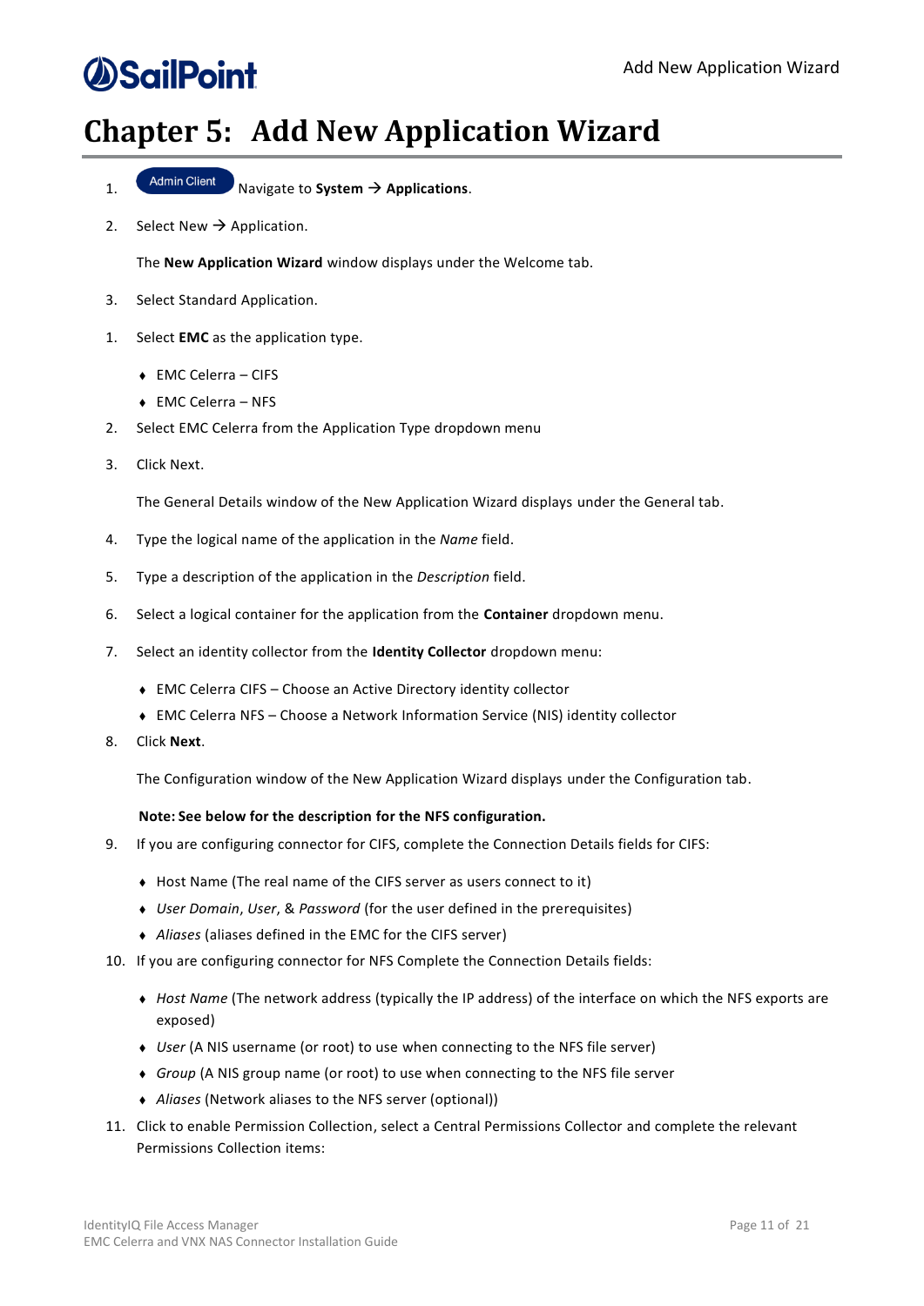# Chapter 5: Add New Application Wizard

1. Admin Client Navigate to **System** → **Applications**.
2. Select New → Application.

   The **New Application Wizard** window displays under the Welcome tab.

3. Select Standard Application.

1. Select **EMC** as the application type.
   - EMC Celerra – CIFS
   - EMC Celerra – NFS
2. Select EMC Celerra from the Application Type dropdown menu
3. Click Next.

   The General Details window of the New Application Wizard displays under the General tab.

4. Type the logical name of the application in the *Name* field.
5. Type a description of the application in the *Description* field.
6. Select a logical container for the application from the **Container** dropdown menu.
7. Select an identity collector from the **Identity Collector** dropdown menu:
   - EMC Celerra CIFS – Choose an Active Directory identity collector
   - EMC Celerra NFS – Choose a Network Information Service (NIS) identity collector
8. Click **Next**.

   The Configuration window of the New Application Wizard displays under the Configuration tab.

   **Note: See below for the description for the NFS configuration.**

9. If you are configuring connector for CIFS, complete the Connection Details fields for CIFS:
   - Host Name (The real name of the CIFS server as users connect to it)
   - *User Domain*, *User*, & *Password* (for the user defined in the prerequisites)
   - *Aliases* (aliases defined in the EMC for the CIFS server)
10. If you are configuring connector for NFS Complete the Connection Details fields:
    - *Host Name* (The network address (typically the IP address) of the interface on which the NFS exports are exposed)
    - *User* (A NIS username (or root) to use when connecting to the NFS file server)
    - *Group* (A NIS group name (or root) to use when connecting to the NFS file server
    - *Aliases* (Network aliases to the NFS server (optional))
11. Click to enable Permission Collection, select a Central Permissions Collector and complete the relevant Permissions Collection items: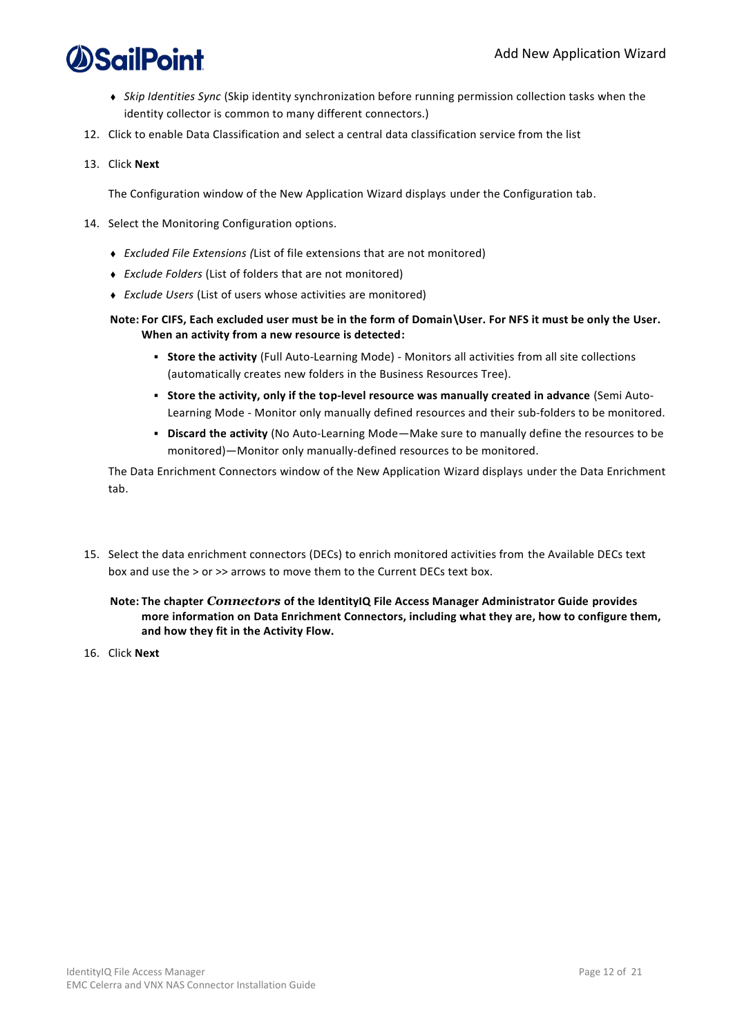- *Skip Identities Sync* (Skip identity synchronization before running permission collection tasks when the identity collector is common to many different connectors.)

12. Click to enable Data Classification and select a central data classification service from the list
13. Click **Next**

    The Configuration window of the New Application Wizard displays under the Configuration tab.

14. Select the Monitoring Configuration options.

    - *Excluded File Extensions (*List of file extensions that are not monitored)
    - *Exclude Folders* (List of folders that are not monitored)
    - *Exclude Users* (List of users whose activities are monitored)

    **Note: For CIFS, Each excluded user must be in the form of Domain\User. For NFS it must be only the User. When an activity from a new resource is detected:**

    - **Store the activity** (Full Auto-Learning Mode) - Monitors all activities from all site collections (automatically creates new folders in the Business Resources Tree).
    - **Store the activity, only if the top-level resource was manually created in advance** (Semi Auto-Learning Mode - Monitor only manually defined resources and their sub-folders to be monitored.
    - **Discard the activity** (No Auto-Learning Mode—Make sure to manually define the resources to be monitored)—Monitor only manually-defined resources to be monitored.

    The Data Enrichment Connectors window of the New Application Wizard displays under the Data Enrichment tab.

15. Select the data enrichment connectors (DECs) to enrich monitored activities from the Available DECs text box and use the > or >> arrows to move them to the Current DECs text box.

    **Note: The chapter *Connectors* of the IdentityIQ File Access Manager Administrator Guide provides more information on Data Enrichment Connectors, including what they are, how to configure them, and how they fit in the Activity Flow.**

16. Click **Next**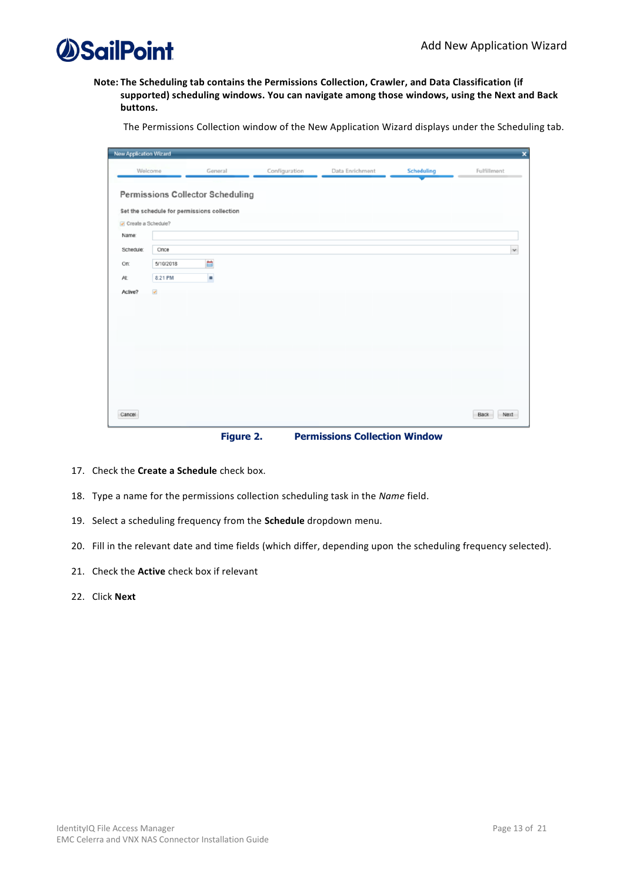**Note:** **The Scheduling tab contains the Permissions Collection, Crawler, and Data Classification (if supported) scheduling windows. You can navigate among those windows, using the Next and Back buttons.**

The Permissions Collection window of the New Application Wizard displays under the Scheduling tab.

**Figure 2. Permissions Collection Window**

17. Check the **Create a Schedule** check box.
18. Type a name for the permissions collection scheduling task in the *Name* field.
19. Select a scheduling frequency from the **Schedule** dropdown menu.
20. Fill in the relevant date and time fields (which differ, depending upon the scheduling frequency selected).
21. Check the **Active** check box if relevant
22. Click **Next**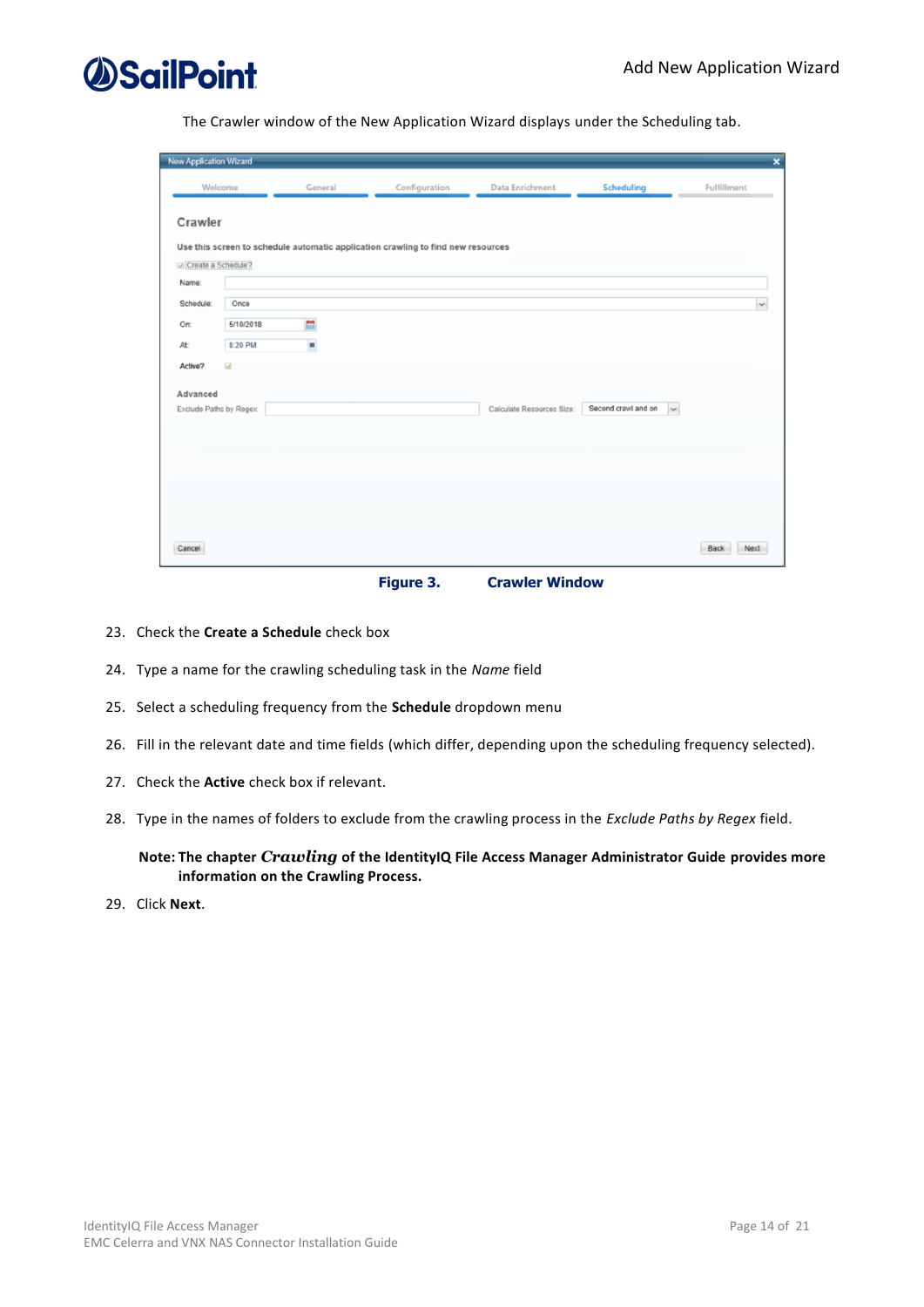The Crawler window of the New Application Wizard displays under the Scheduling tab.

**Figure 3. Crawler Window**

23. Check the **Create a Schedule** check box
24. Type a name for the crawling scheduling task in the *Name* field
25. Select a scheduling frequency from the **Schedule** dropdown menu
26. Fill in the relevant date and time fields (which differ, depending upon the scheduling frequency selected).
27. Check the **Active** check box if relevant.
28. Type in the names of folders to exclude from the crawling process in the *Exclude Paths by Regex* field.

**Note: The chapter *Crawling* of the IdentityIQ File Access Manager Administrator Guide provides more information on the Crawling Process.**

29. Click **Next**.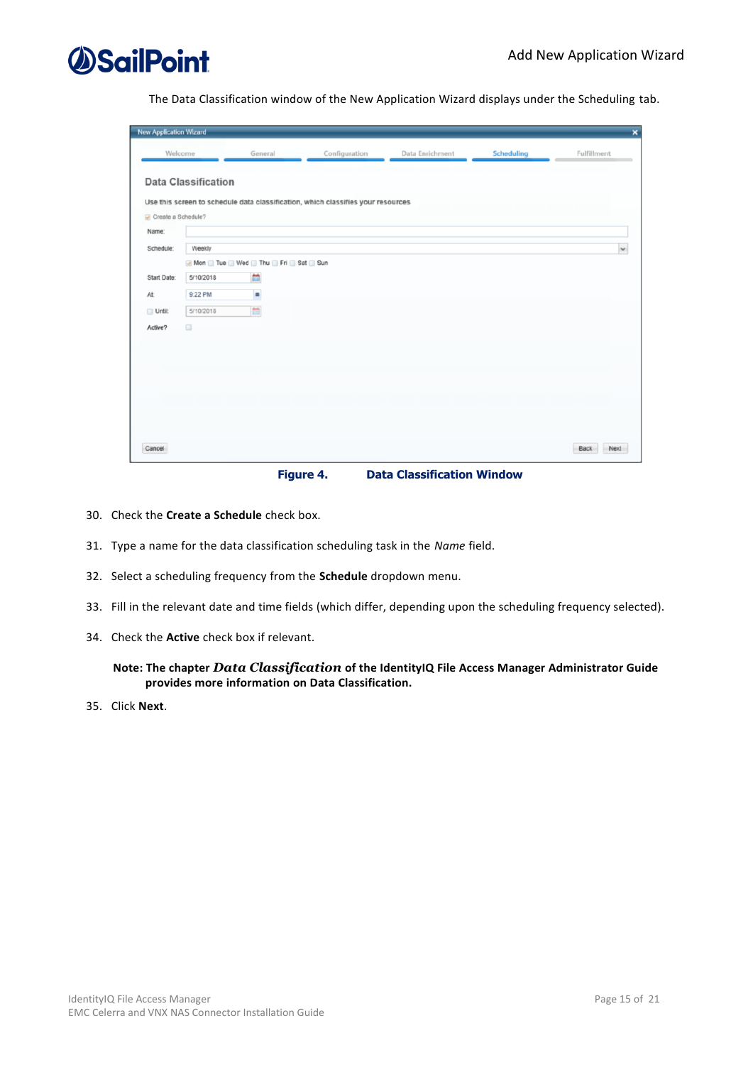The Data Classification window of the New Application Wizard displays under the Scheduling tab.

**Figure 4. Data Classification Window**

30. Check the **Create a Schedule** check box.

31. Type a name for the data classification scheduling task in the *Name* field.

32. Select a scheduling frequency from the **Schedule** dropdown menu.

33. Fill in the relevant date and time fields (which differ, depending upon the scheduling frequency selected).

34. Check the **Active** check box if relevant.

**Note: The chapter *Data Classification* of the IdentityIQ File Access Manager Administrator Guide provides more information on Data Classification.**

35. Click **Next**.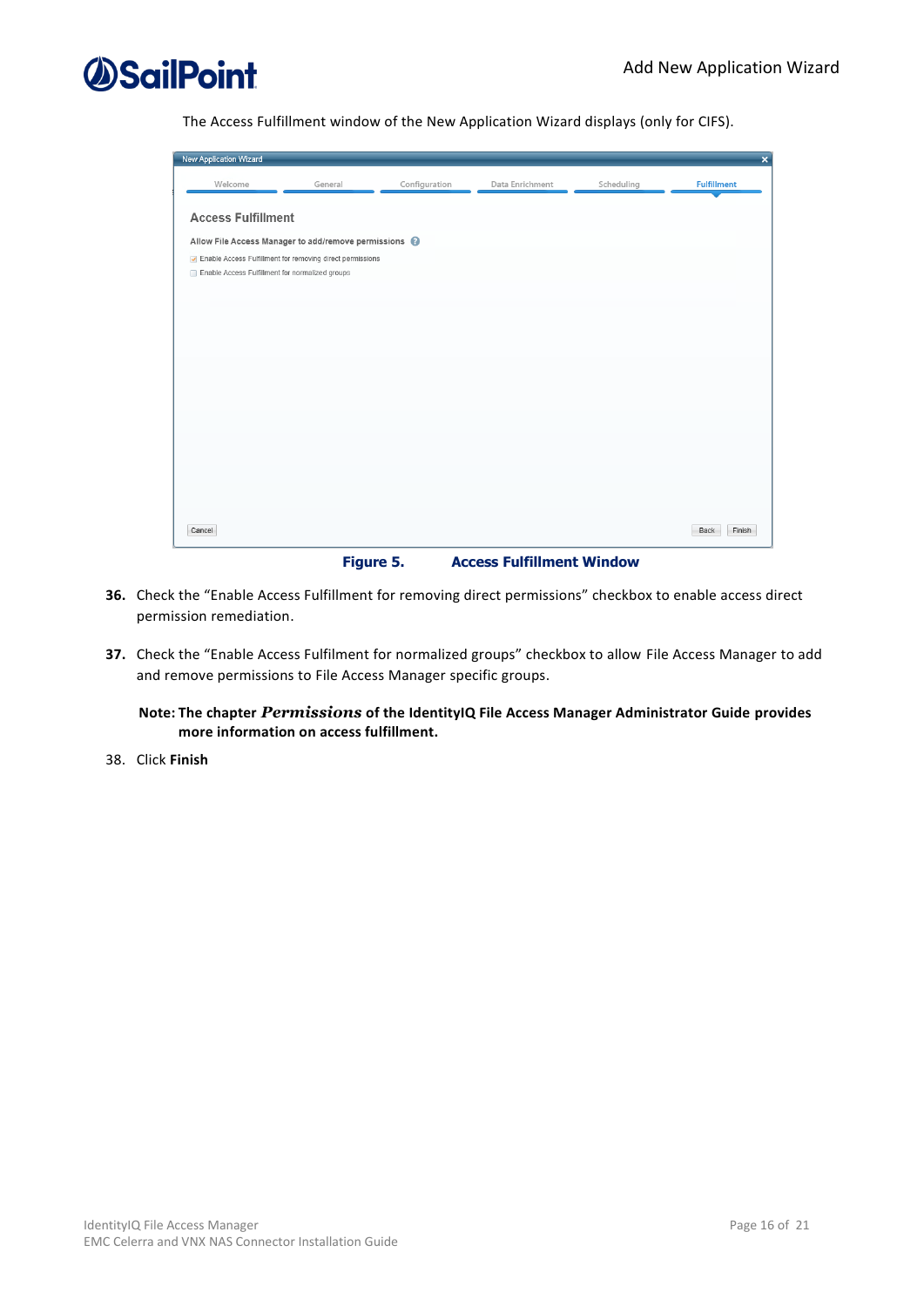The Access Fulfillment window of the New Application Wizard displays (only for CIFS).

Figure 5. Access Fulfillment Window

**36.** Check the "Enable Access Fulfillment for removing direct permissions" checkbox to enable access direct permission remediation.

**37.** Check the "Enable Access Fulfilment for normalized groups" checkbox to allow File Access Manager to add and remove permissions to File Access Manager specific groups.

**Note: The chapter *Permissions* of the IdentityIQ File Access Manager Administrator Guide provides more information on access fulfillment.**

38. Click **Finish**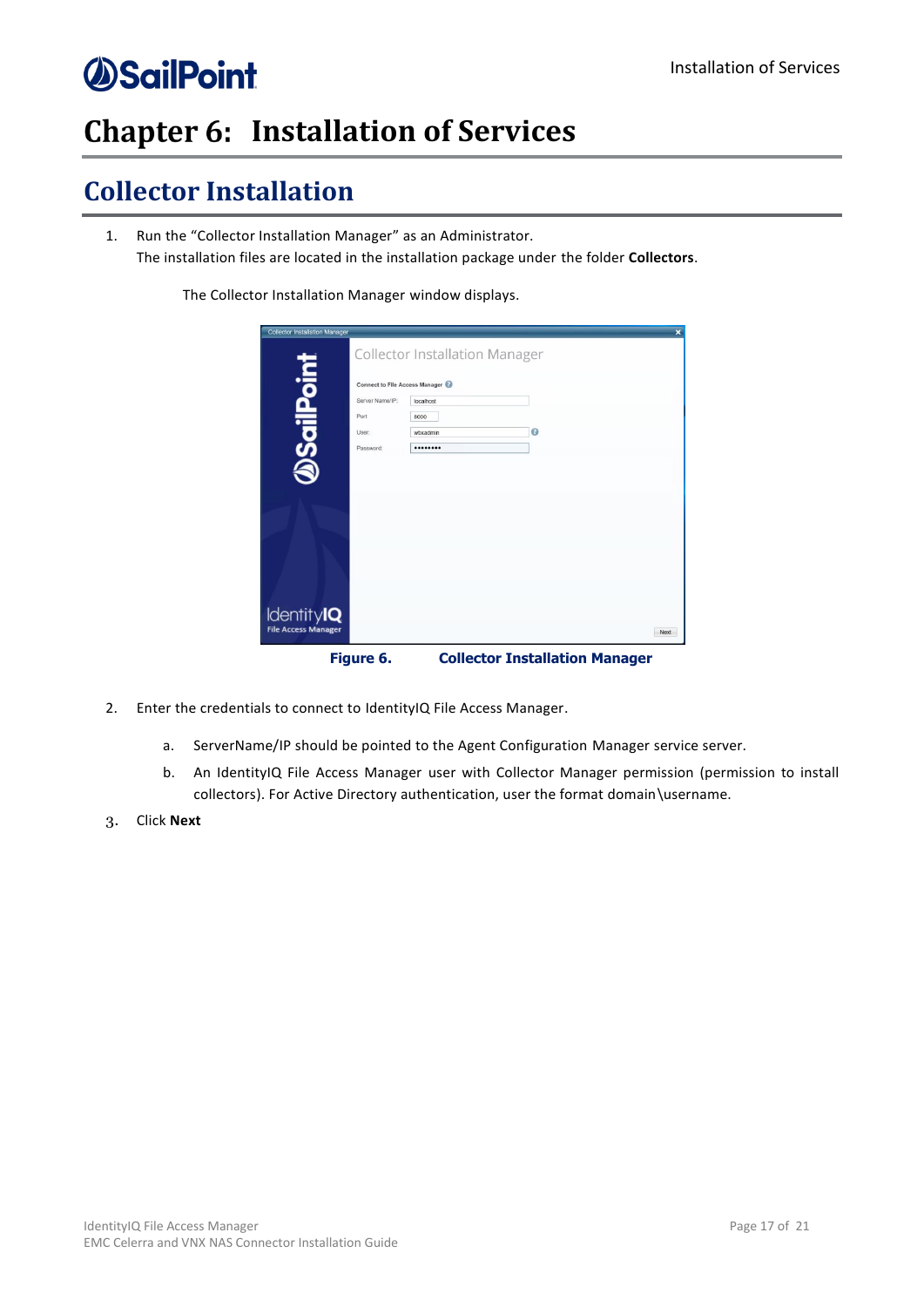# Chapter 6: Installation of Services

## Collector Installation

1. Run the "Collector Installation Manager" as an Administrator.
   The installation files are located in the installation package under the folder **Collectors**.

   The Collector Installation Manager window displays.

**Figure 6. Collector Installation Manager**

2. Enter the credentials to connect to IdentityIQ File Access Manager.
   a. ServerName/IP should be pointed to the Agent Configuration Manager service server.
   b. An IdentityIQ File Access Manager user with Collector Manager permission (permission to install collectors). For Active Directory authentication, user the format domain\username.
3. Click **Next**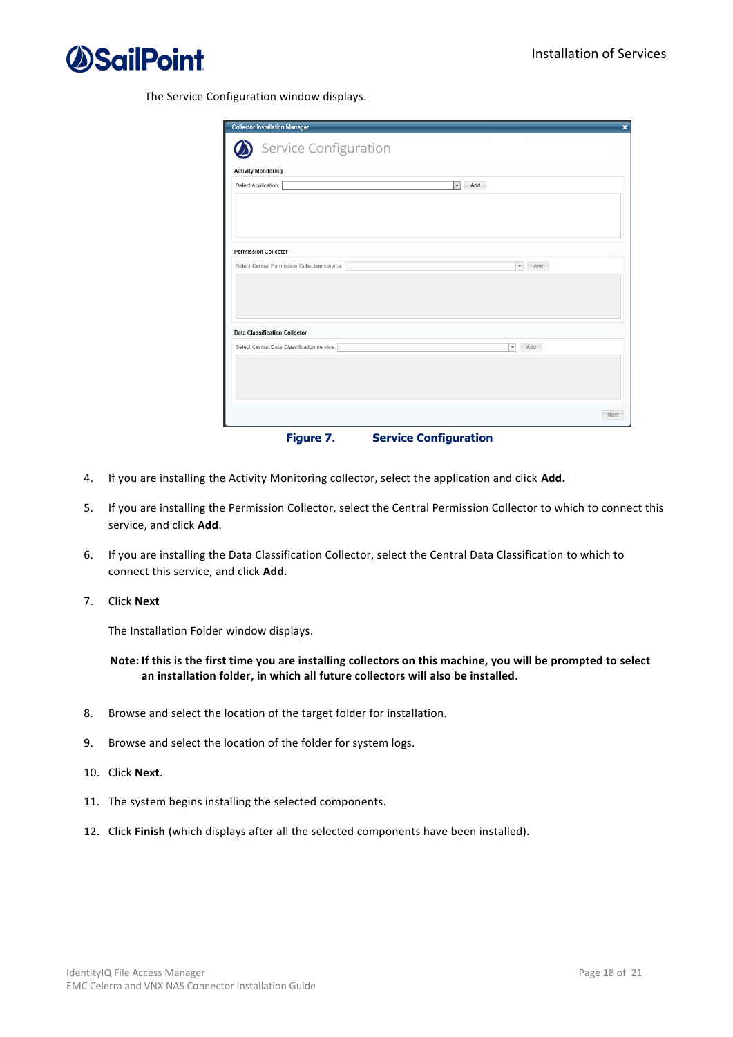The Service Configuration window displays.

Figure 7. Service Configuration

4. If you are installing the Activity Monitoring collector, select the application and click **Add.**
5. If you are installing the Permission Collector, select the Central Permission Collector to which to connect this service, and click **Add**.
6. If you are installing the Data Classification Collector, select the Central Data Classification to which to connect this service, and click **Add**.
7. Click **Next**

   The Installation Folder window displays.

   **Note: If this is the first time you are installing collectors on this machine, you will be prompted to select an installation folder, in which all future collectors will also be installed.**

8. Browse and select the location of the target folder for installation.
9. Browse and select the location of the folder for system logs.
10. Click **Next**.
11. The system begins installing the selected components.
12. Click **Finish** (which displays after all the selected components have been installed).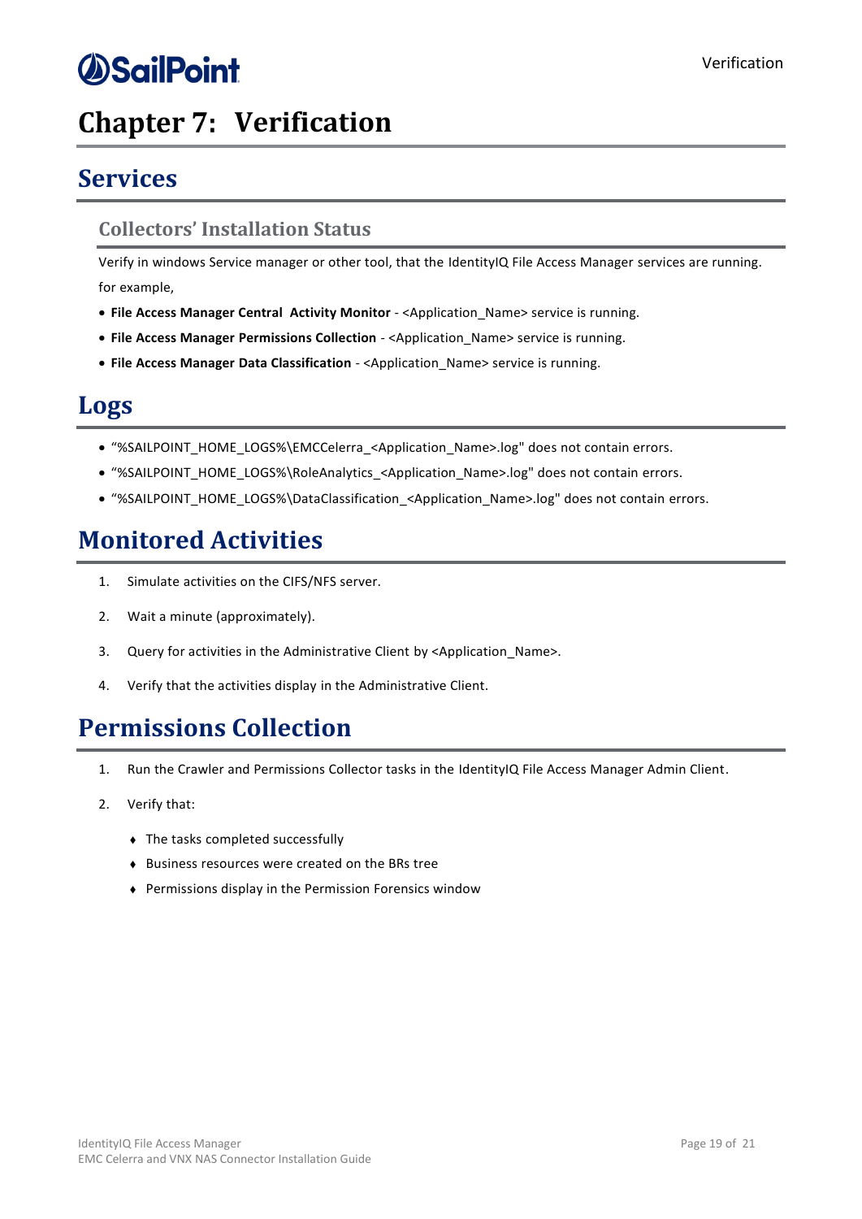# Chapter 7: Verification

## Services

### Collectors' Installation Status

Verify in windows Service manager or other tool, that the IdentityIQ File Access Manager services are running.

for example,

- **File Access Manager Central Activity Monitor** - <Application_Name> service is running.
- **File Access Manager Permissions Collection** - <Application_Name> service is running.
- **File Access Manager Data Classification** - <Application_Name> service is running.

## Logs

- "%SAILPOINT_HOME_LOGS%\EMCCelerra_<Application_Name>.log" does not contain errors.
- "%SAILPOINT_HOME_LOGS%\RoleAnalytics_<Application_Name>.log" does not contain errors.
- "%SAILPOINT_HOME_LOGS%\DataClassification_<Application_Name>.log" does not contain errors.

## Monitored Activities

1. Simulate activities on the CIFS/NFS server.
2. Wait a minute (approximately).
3. Query for activities in the Administrative Client by <Application_Name>.
4. Verify that the activities display in the Administrative Client.

## Permissions Collection

1. Run the Crawler and Permissions Collector tasks in the IdentityIQ File Access Manager Admin Client.
2. Verify that:
   - The tasks completed successfully
   - Business resources were created on the BRs tree
   - Permissions display in the Permission Forensics window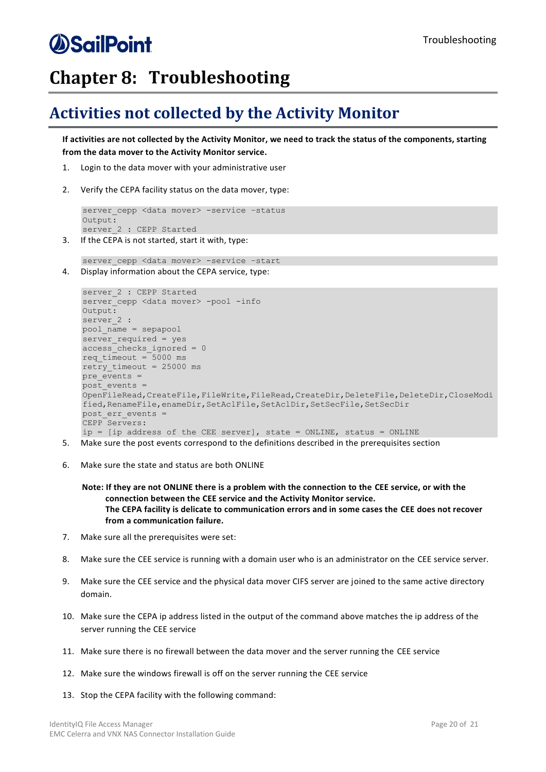# Chapter 8: Troubleshooting

## Activities not collected by the Activity Monitor

**If activities are not collected by the Activity Monitor, we need to track the status of the components, starting from the data mover to the Activity Monitor service.**

1. Login to the data mover with your administrative user
2. Verify the CEPA facility status on the data mover, type:

```
server_cepp <data mover> -service -status
Output:
server_2 : CEPP Started
```

3. If the CEPA is not started, start it with, type:

```
server_cepp <data mover> -service -start
```

4. Display information about the CEPA service, type:

```
server_2 : CEPP Started
server_cepp <data mover> -pool -info
Output:
server_2 :
pool_name = sepapool
server_required = yes
access_checks_ignored = 0
req_timeout = 5000 ms
retry_timeout = 25000 ms
pre_events =
post_events =
OpenFileRead,CreateFile,FileWrite,FileRead,CreateDir,DeleteFile,DeleteDir,CloseModified,RenameFile,enameDir,SetAclFile,SetAclDir,SetSecFile,SetSecDir
post_err_events =
CEPP Servers:
ip = [ip address of the CEE server], state = ONLINE, status = ONLINE
```

5. Make sure the post events correspond to the definitions described in the prerequisites section
6. Make sure the state and status are both ONLINE

   **Note: If they are not ONLINE there is a problem with the connection to the CEE service, or with the connection between the CEE service and the Activity Monitor service. The CEPA facility is delicate to communication errors and in some cases the CEE does not recover from a communication failure.**

7. Make sure all the prerequisites were set:
8. Make sure the CEE service is running with a domain user who is an administrator on the CEE service server.
9. Make sure the CEE service and the physical data mover CIFS server are joined to the same active directory domain.
10. Make sure the CEPA ip address listed in the output of the command above matches the ip address of the server running the CEE service
11. Make sure there is no firewall between the data mover and the server running the CEE service
12. Make sure the windows firewall is off on the server running the CEE service
13. Stop the CEPA facility with the following command: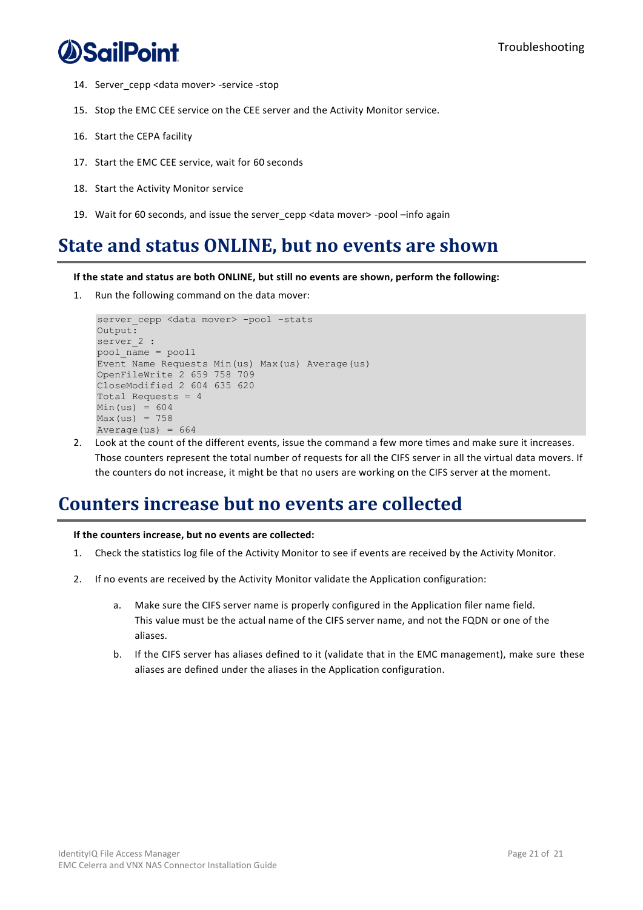14. Server_cepp <data mover> -service -stop
15. Stop the EMC CEE service on the CEE server and the Activity Monitor service.
16. Start the CEPA facility
17. Start the EMC CEE service, wait for 60 seconds
18. Start the Activity Monitor service
19. Wait for 60 seconds, and issue the server_cepp <data mover> -pool –info again

# State and status ONLINE, but no events are shown

**If the state and status are both ONLINE, but still no events are shown, perform the following:**

1. Run the following command on the data mover:

```
server_cepp <data mover> -pool -stats
Output:
server_2 :
pool_name = pool1
Event Name Requests Min(us) Max(us) Average(us)
OpenFileWrite 2 659 758 709
CloseModified 2 604 635 620
Total Requests = 4
Min(us) = 604
Max(us) = 758
Average(us) = 664
```

2. Look at the count of the different events, issue the command a few more times and make sure it increases. Those counters represent the total number of requests for all the CIFS server in all the virtual data movers. If the counters do not increase, it might be that no users are working on the CIFS server at the moment.

# Counters increase but no events are collected

**If the counters increase, but no events are collected:**

1. Check the statistics log file of the Activity Monitor to see if events are received by the Activity Monitor.
2. If no events are received by the Activity Monitor validate the Application configuration:
   a. Make sure the CIFS server name is properly configured in the Application filer name field. This value must be the actual name of the CIFS server name, and not the FQDN or one of the aliases.
   b. If the CIFS server has aliases defined to it (validate that in the EMC management), make sure these aliases are defined under the aliases in the Application configuration.